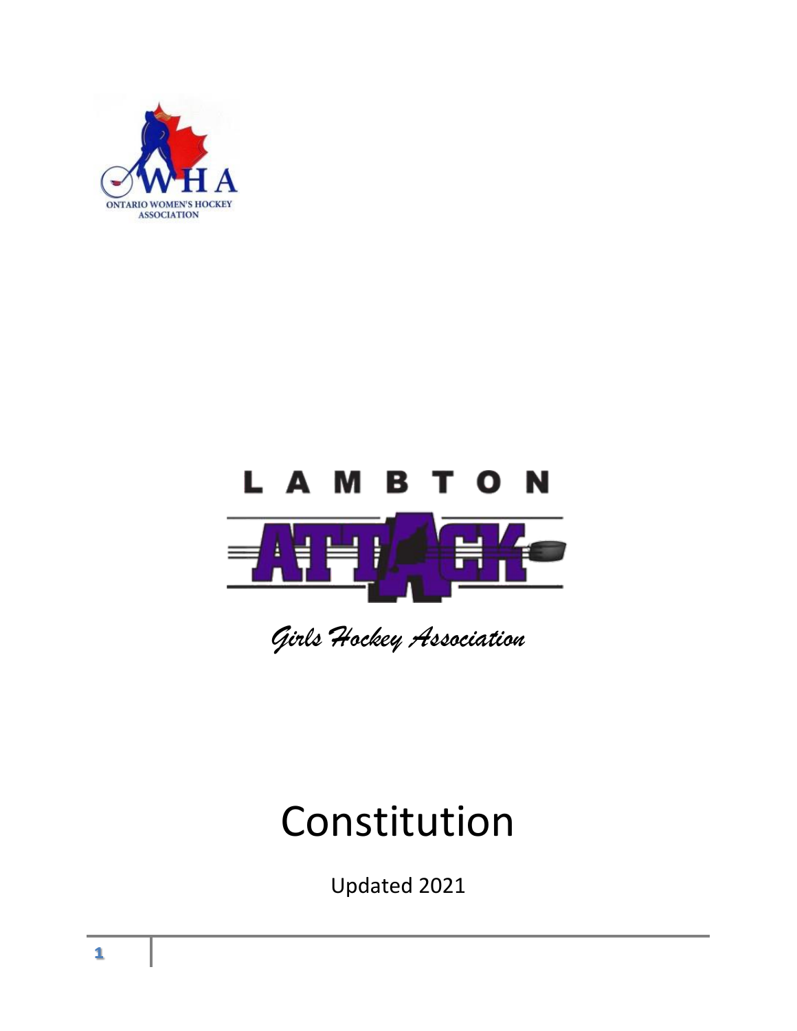ONTARIO WOMEN'S HOCKEY ASSOCIATION

LAMBTON ATTACK

*Girls Hockey Association*

# Constitution

Updated 2021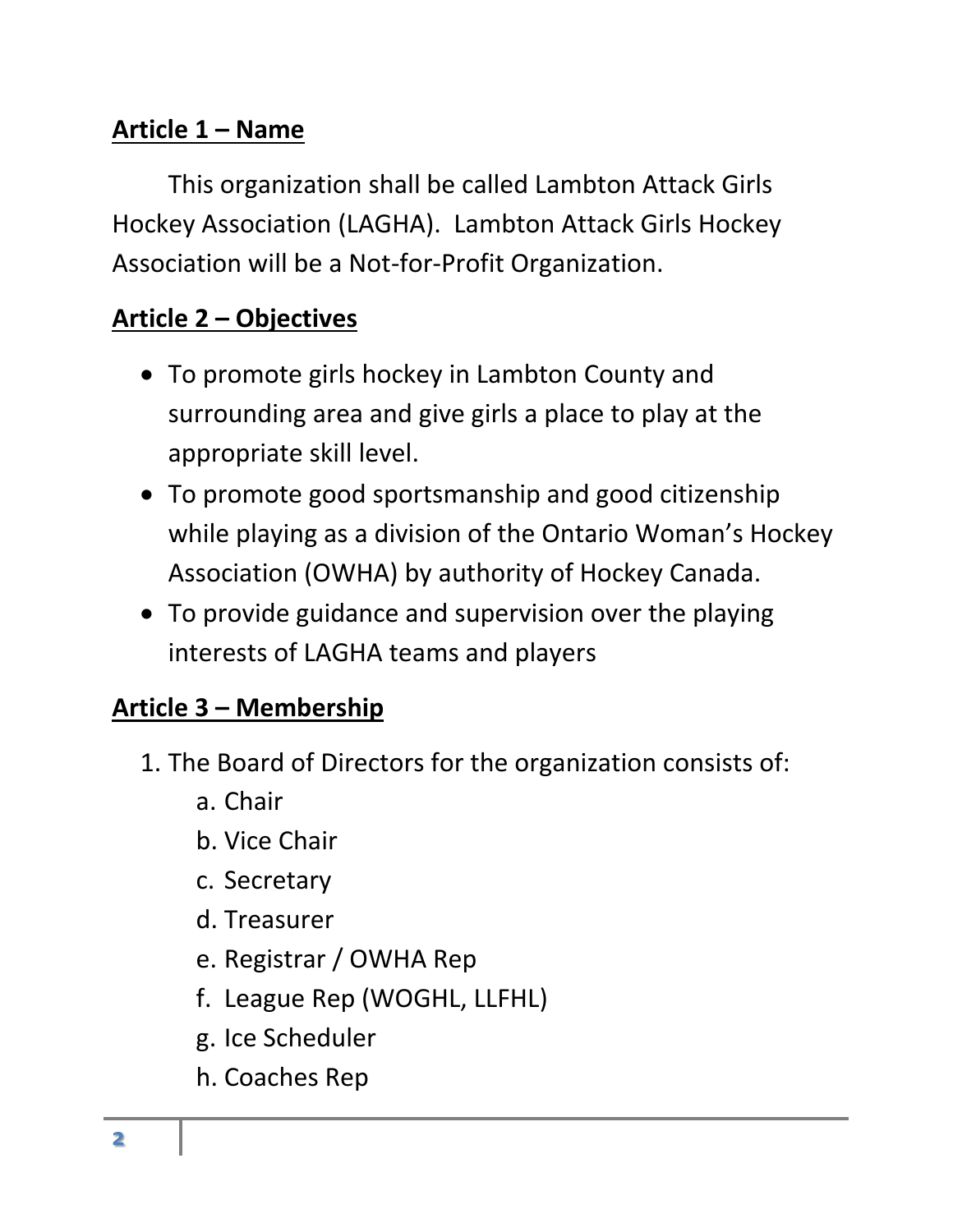## **Article 1 – Name**

This organization shall be called Lambton Attack Girls Hockey Association (LAGHA). Lambton Attack Girls Hockey Association will be a Not-for-Profit Organization.

## **Article 2 – Objectives**

- To promote girls hockey in Lambton County and surrounding area and give girls a place to play at the appropriate skill level.
- To promote good sportsmanship and good citizenship while playing as a division of the Ontario Woman's Hockey Association (OWHA) by authority of Hockey Canada.
- To provide guidance and supervision over the playing interests of LAGHA teams and players

## **Article 3 – Membership**

1. The Board of Directors for the organization consists of:
   a. Chair
   b. Vice Chair
   c. Secretary
   d. Treasurer
   e. Registrar / OWHA Rep
   f. League Rep (WOGHL, LLFHL)
   g. Ice Scheduler
   h. Coaches Rep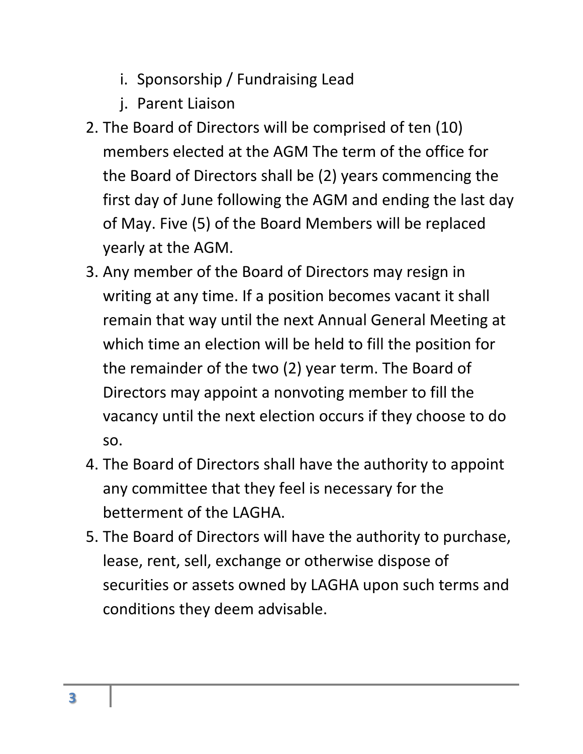i. Sponsorship / Fundraising Lead
   j. Parent Liaison
2. The Board of Directors will be comprised of ten (10) members elected at the AGM The term of the office for the Board of Directors shall be (2) years commencing the first day of June following the AGM and ending the last day of May. Five (5) of the Board Members will be replaced yearly at the AGM.
3. Any member of the Board of Directors may resign in writing at any time. If a position becomes vacant it shall remain that way until the next Annual General Meeting at which time an election will be held to fill the position for the remainder of the two (2) year term. The Board of Directors may appoint a nonvoting member to fill the vacancy until the next election occurs if they choose to do so.
4. The Board of Directors shall have the authority to appoint any committee that they feel is necessary for the betterment of the LAGHA.
5. The Board of Directors will have the authority to purchase, lease, rent, sell, exchange or otherwise dispose of securities or assets owned by LAGHA upon such terms and conditions they deem advisable.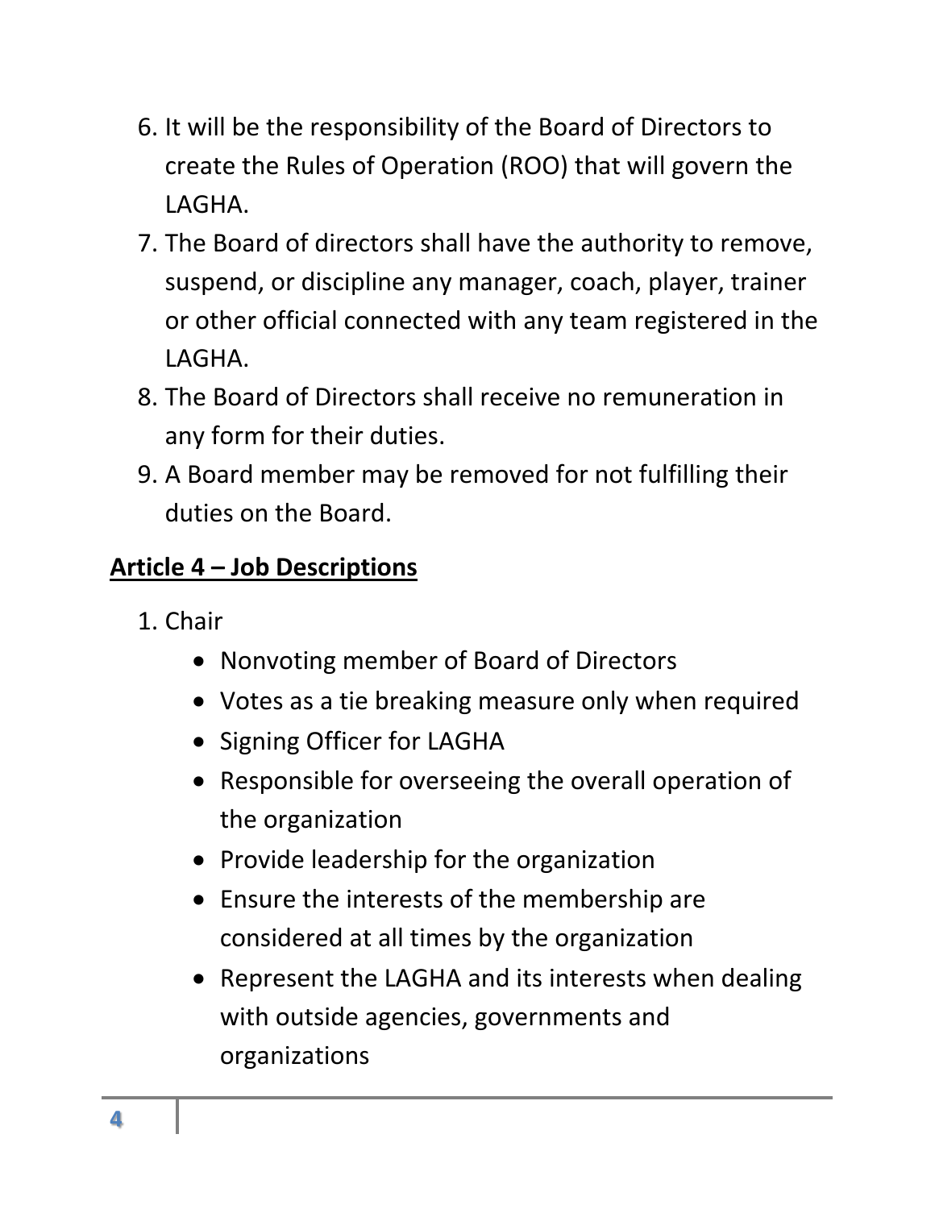6. It will be the responsibility of the Board of Directors to create the Rules of Operation (ROO) that will govern the LAGHA.
7. The Board of directors shall have the authority to remove, suspend, or discipline any manager, coach, player, trainer or other official connected with any team registered in the LAGHA.
8. The Board of Directors shall receive no remuneration in any form for their duties.
9. A Board member may be removed for not fulfilling their duties on the Board.

## Article 4 – Job Descriptions

1. Chair
    - Nonvoting member of Board of Directors
    - Votes as a tie breaking measure only when required
    - Signing Officer for LAGHA
    - Responsible for overseeing the overall operation of the organization
    - Provide leadership for the organization
    - Ensure the interests of the membership are considered at all times by the organization
    - Represent the LAGHA and its interests when dealing with outside agencies, governments and organizations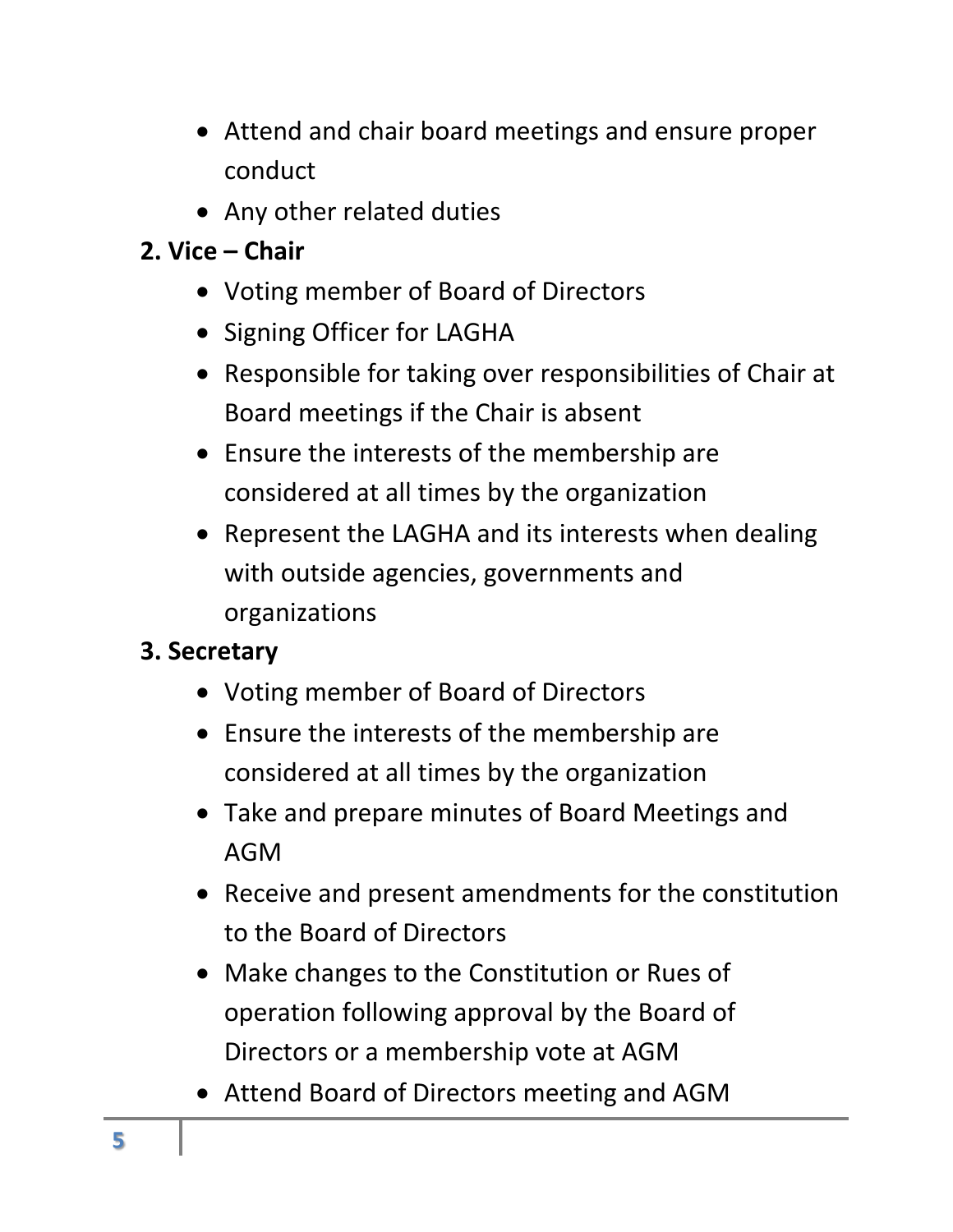- Attend and chair board meetings and ensure proper conduct
- Any other related duties

**2. Vice – Chair**

- Voting member of Board of Directors
- Signing Officer for LAGHA
- Responsible for taking over responsibilities of Chair at Board meetings if the Chair is absent
- Ensure the interests of the membership are considered at all times by the organization
- Represent the LAGHA and its interests when dealing with outside agencies, governments and organizations

**3. Secretary**

- Voting member of Board of Directors
- Ensure the interests of the membership are considered at all times by the organization
- Take and prepare minutes of Board Meetings and AGM
- Receive and present amendments for the constitution to the Board of Directors
- Make changes to the Constitution or Rues of operation following approval by the Board of Directors or a membership vote at AGM
- Attend Board of Directors meeting and AGM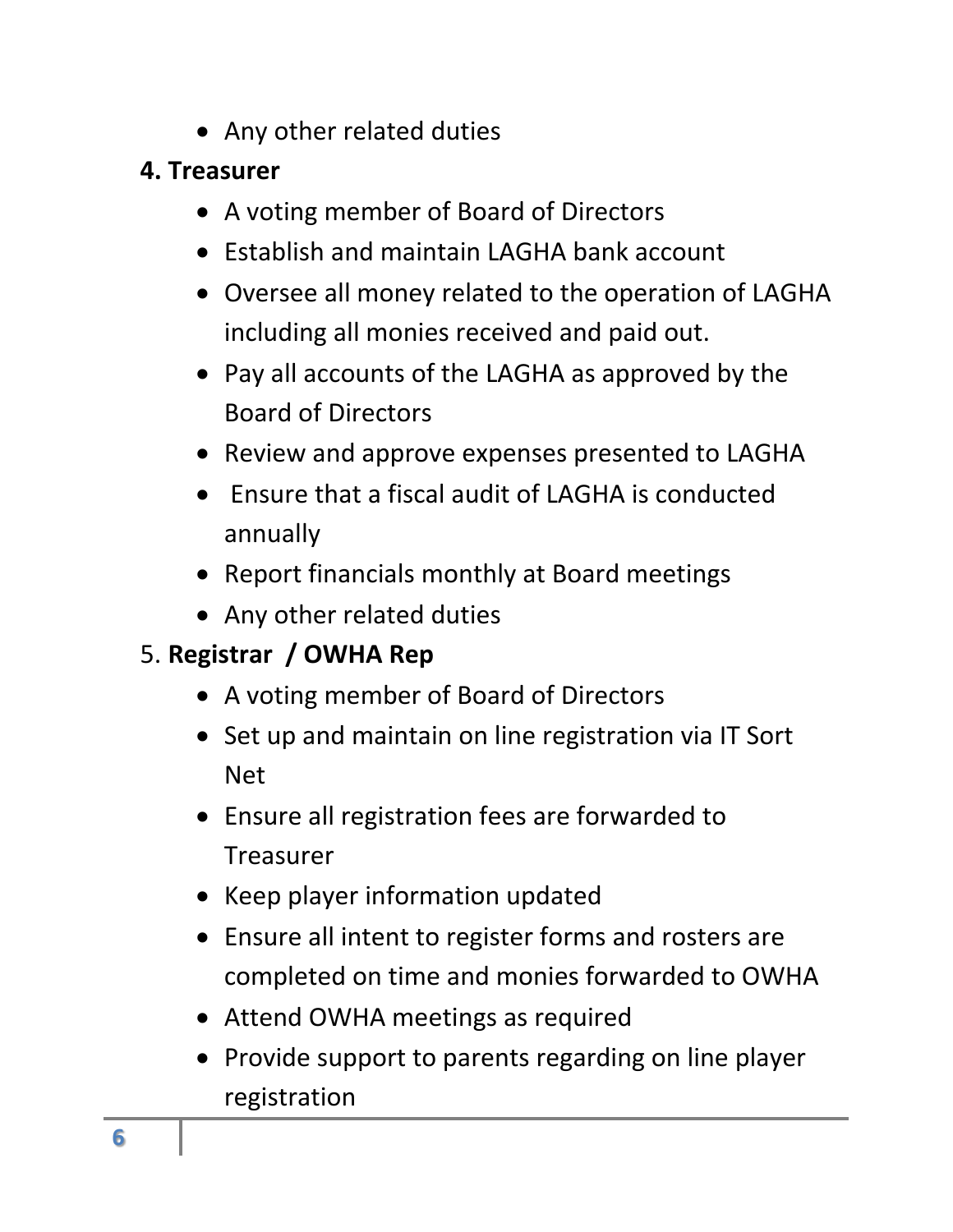- Any other related duties

**4. Treasurer**

- A voting member of Board of Directors
- Establish and maintain LAGHA bank account
- Oversee all money related to the operation of LAGHA including all monies received and paid out.
- Pay all accounts of the LAGHA as approved by the Board of Directors
- Review and approve expenses presented to LAGHA
- Ensure that a fiscal audit of LAGHA is conducted annually
- Report financials monthly at Board meetings
- Any other related duties

5. **Registrar / OWHA Rep**

- A voting member of Board of Directors
- Set up and maintain on line registration via IT Sort Net
- Ensure all registration fees are forwarded to Treasurer
- Keep player information updated
- Ensure all intent to register forms and rosters are completed on time and monies forwarded to OWHA
- Attend OWHA meetings as required
- Provide support to parents regarding on line player registration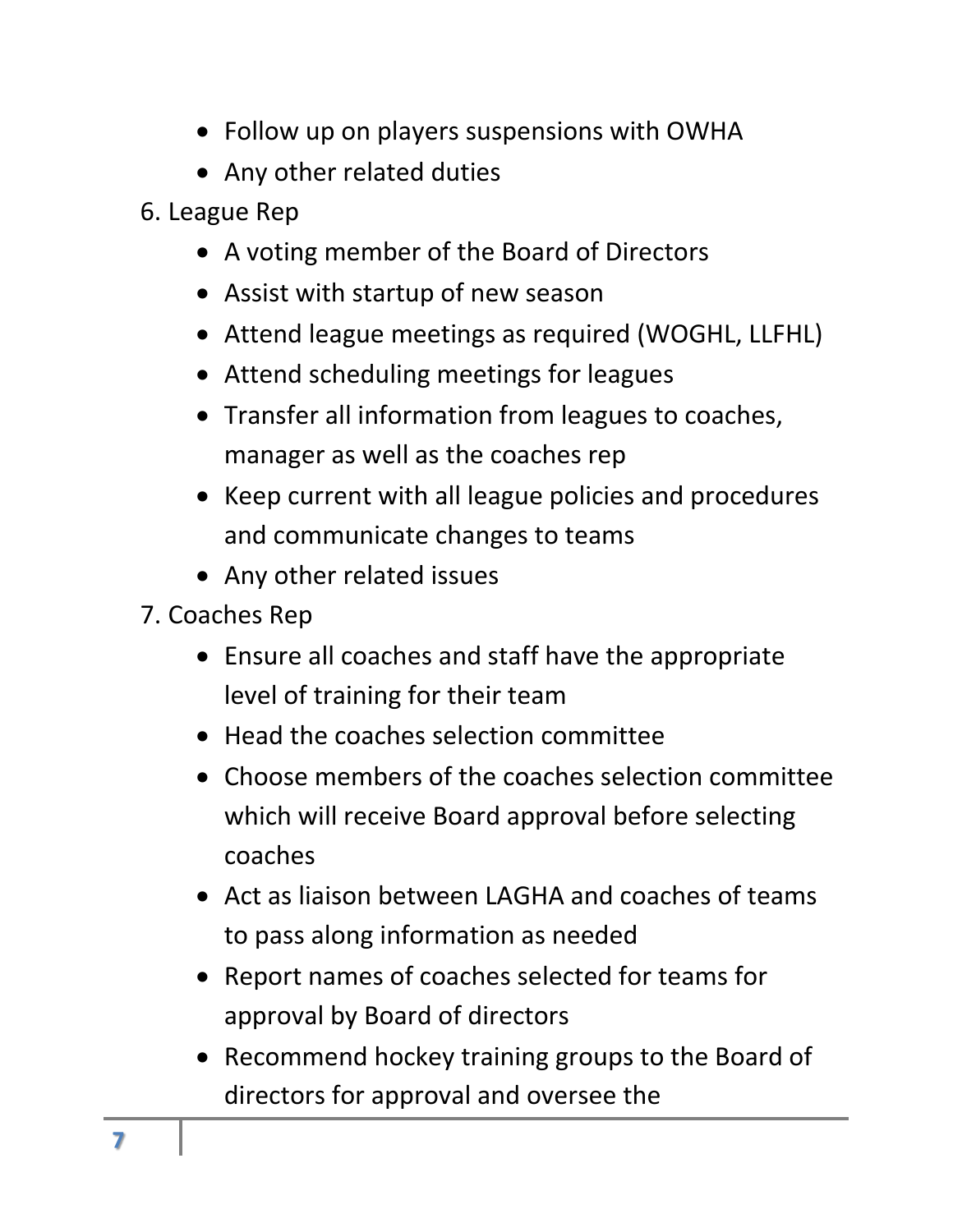- Follow up on players suspensions with OWHA
- Any other related duties

6. League Rep
    - A voting member of the Board of Directors
    - Assist with startup of new season
    - Attend league meetings as required (WOGHL, LLFHL)
    - Attend scheduling meetings for leagues
    - Transfer all information from leagues to coaches, manager as well as the coaches rep
    - Keep current with all league policies and procedures and communicate changes to teams
    - Any other related issues

7. Coaches Rep
    - Ensure all coaches and staff have the appropriate level of training for their team
    - Head the coaches selection committee
    - Choose members of the coaches selection committee which will receive Board approval before selecting coaches
    - Act as liaison between LAGHA and coaches of teams to pass along information as needed
    - Report names of coaches selected for teams for approval by Board of directors
    - Recommend hockey training groups to the Board of directors for approval and oversee the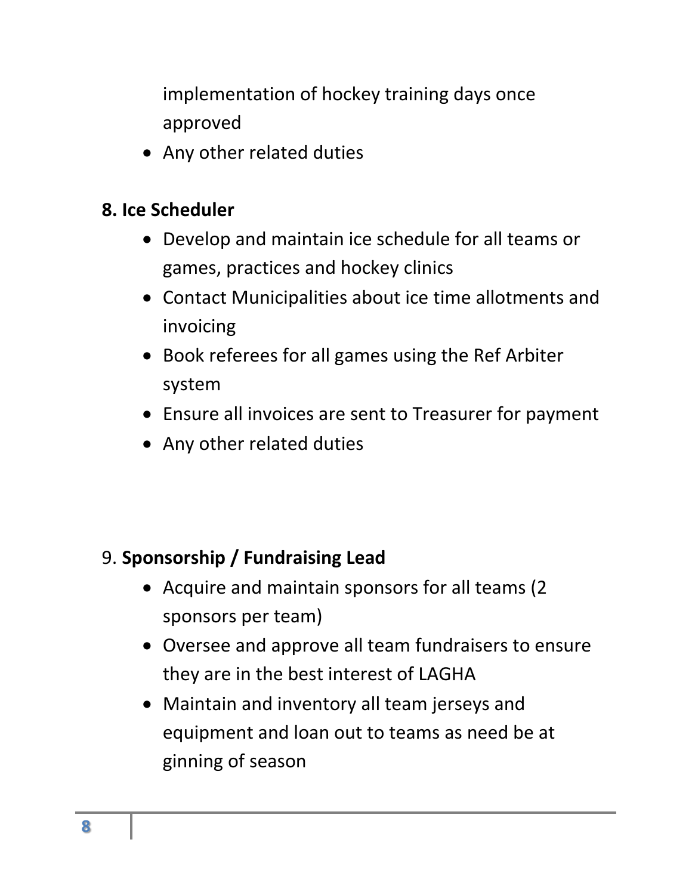implementation of hockey training days once approved

- Any other related duties

**8. Ice Scheduler**

- Develop and maintain ice schedule for all teams or games, practices and hockey clinics
- Contact Municipalities about ice time allotments and invoicing
- Book referees for all games using the Ref Arbiter system
- Ensure all invoices are sent to Treasurer for payment
- Any other related duties

9. **Sponsorship / Fundraising Lead**

- Acquire and maintain sponsors for all teams (2 sponsors per team)
- Oversee and approve all team fundraisers to ensure they are in the best interest of LAGHA
- Maintain and inventory all team jerseys and equipment and loan out to teams as need be at ginning of season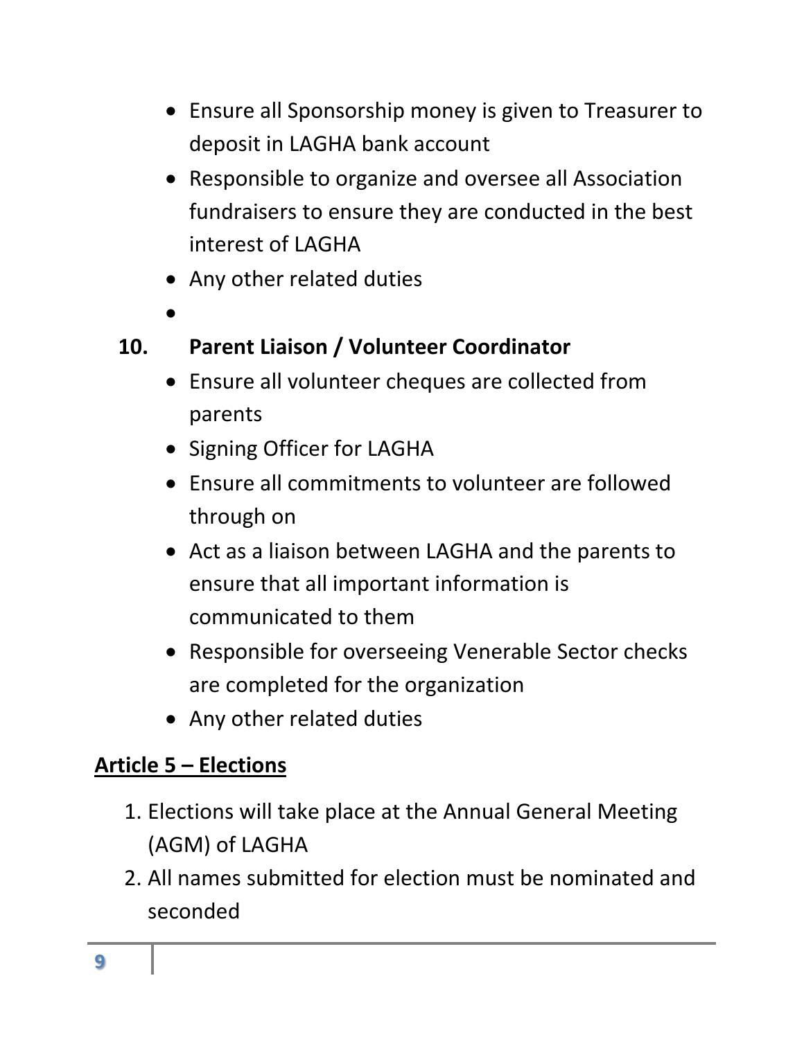- Ensure all Sponsorship money is given to Treasurer to deposit in LAGHA bank account
- Responsible to organize and oversee all Association fundraisers to ensure they are conducted in the best interest of LAGHA
- Any other related duties
- 

**10. Parent Liaison / Volunteer Coordinator**

- Ensure all volunteer cheques are collected from parents
- Signing Officer for LAGHA
- Ensure all commitments to volunteer are followed through on
- Act as a liaison between LAGHA and the parents to ensure that all important information is communicated to them
- Responsible for overseeing Venerable Sector checks are completed for the organization
- Any other related duties

## Article 5 – Elections

1. Elections will take place at the Annual General Meeting (AGM) of LAGHA
2. All names submitted for election must be nominated and seconded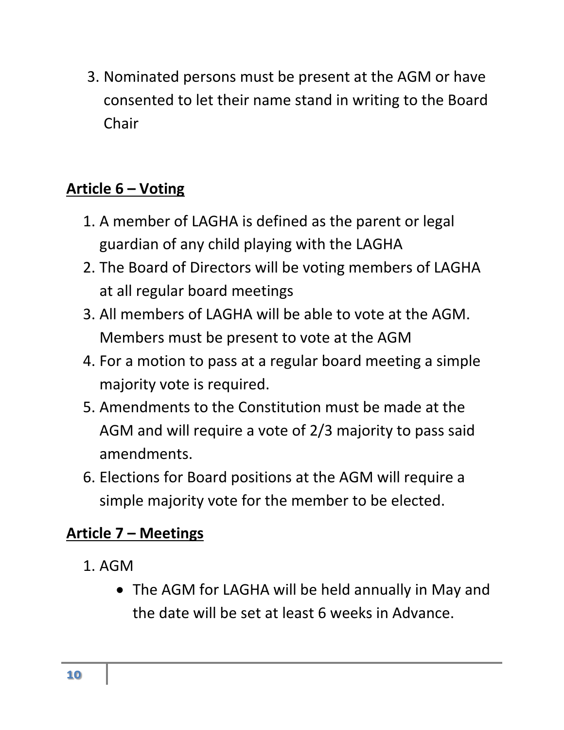3. Nominated persons must be present at the AGM or have consented to let their name stand in writing to the Board Chair

## Article 6 – Voting

1. A member of LAGHA is defined as the parent or legal guardian of any child playing with the LAGHA
2. The Board of Directors will be voting members of LAGHA at all regular board meetings
3. All members of LAGHA will be able to vote at the AGM. Members must be present to vote at the AGM
4. For a motion to pass at a regular board meeting a simple majority vote is required.
5. Amendments to the Constitution must be made at the AGM and will require a vote of 2/3 majority to pass said amendments.
6. Elections for Board positions at the AGM will require a simple majority vote for the member to be elected.

## Article 7 – Meetings

1. AGM
    - The AGM for LAGHA will be held annually in May and the date will be set at least 6 weeks in Advance.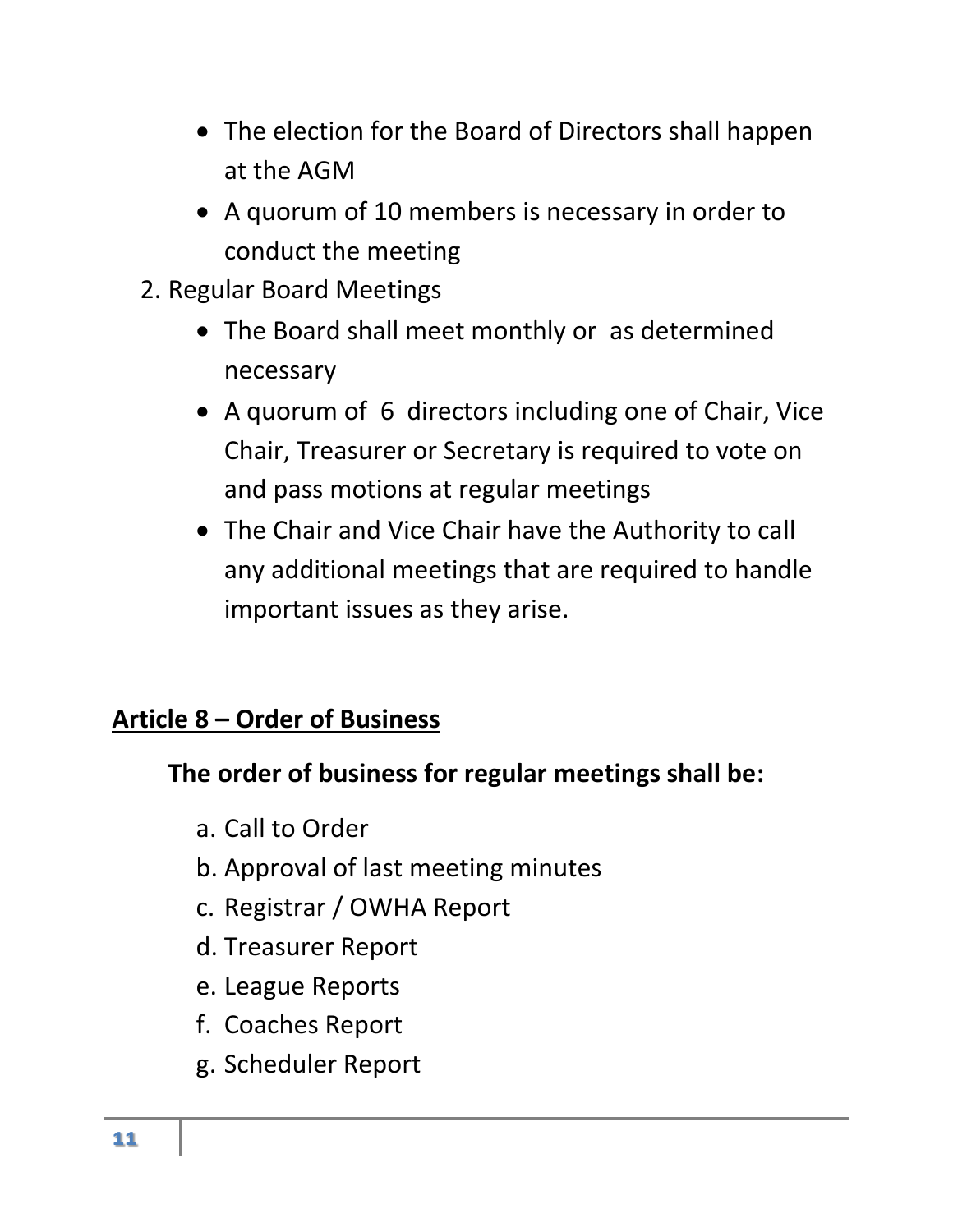- The election for the Board of Directors shall happen at the AGM
- A quorum of 10 members is necessary in order to conduct the meeting

2. Regular Board Meetings
   - The Board shall meet monthly or as determined necessary
   - A quorum of 6 directors including one of Chair, Vice Chair, Treasurer or Secretary is required to vote on and pass motions at regular meetings
   - The Chair and Vice Chair have the Authority to call any additional meetings that are required to handle important issues as they arise.

## Article 8 – Order of Business

**The order of business for regular meetings shall be:**

a. Call to Order
b. Approval of last meeting minutes
c. Registrar / OWHA Report
d. Treasurer Report
e. League Reports
f. Coaches Report
g. Scheduler Report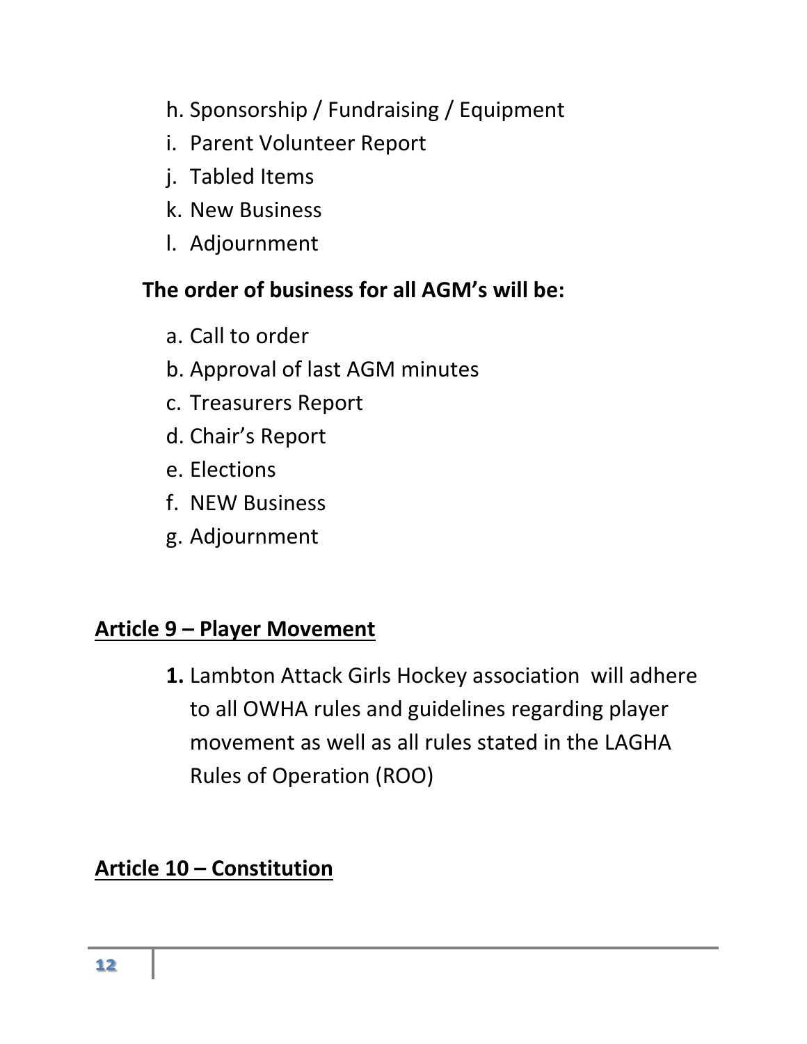h. Sponsorship / Fundraising / Equipment
i. Parent Volunteer Report
j. Tabled Items
k. New Business
l. Adjournment

**The order of business for all AGM's will be:**

a. Call to order
b. Approval of last AGM minutes
c. Treasurers Report
d. Chair's Report
e. Elections
f. NEW Business
g. Adjournment

## <u>Article 9 – Player Movement</u>

1. Lambton Attack Girls Hockey association will adhere to all OWHA rules and guidelines regarding player movement as well as all rules stated in the LAGHA Rules of Operation (ROO)

## <u>Article 10 – Constitution</u>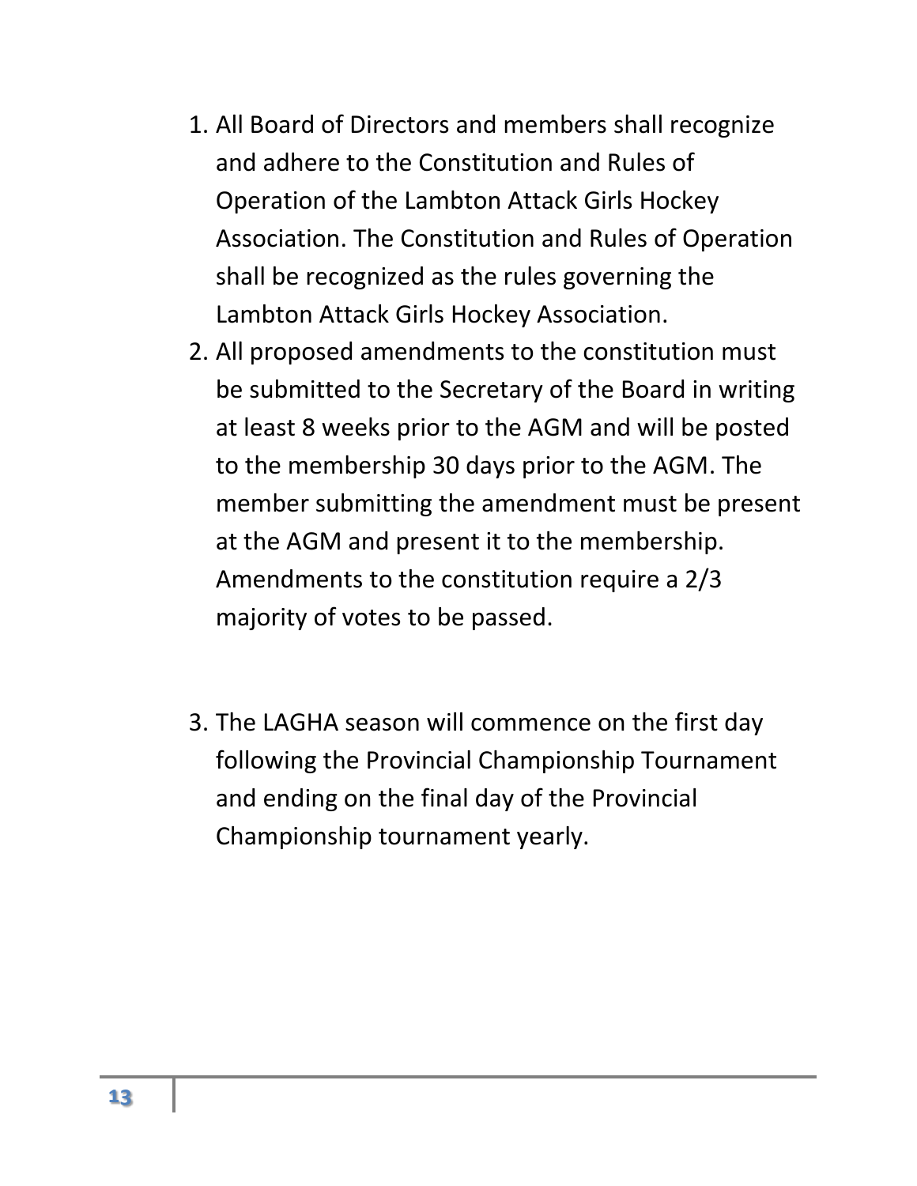1. All Board of Directors and members shall recognize and adhere to the Constitution and Rules of Operation of the Lambton Attack Girls Hockey Association. The Constitution and Rules of Operation shall be recognized as the rules governing the Lambton Attack Girls Hockey Association.
2. All proposed amendments to the constitution must be submitted to the Secretary of the Board in writing at least 8 weeks prior to the AGM and will be posted to the membership 30 days prior to the AGM. The member submitting the amendment must be present at the AGM and present it to the membership. Amendments to the constitution require a 2/3 majority of votes to be passed.

3. The LAGHA season will commence on the first day following the Provincial Championship Tournament and ending on the final day of the Provincial Championship tournament yearly.